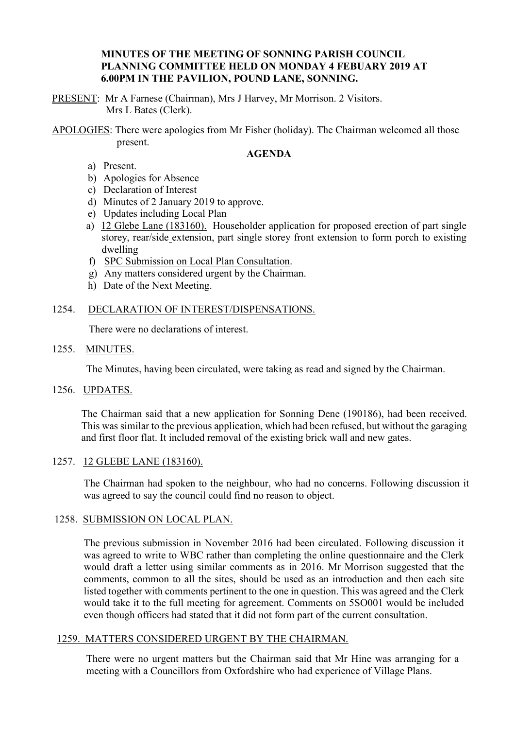**MINUTES OF THE MEETING OF SONNING PARISH COUNCIL PLANNING COMMITTEE HELD ON MONDAY 4 FEBUARY 2019 AT 6.00PM IN THE PAVILION, POUND LANE, SONNING.**

PRESENT: Mr A Farnese (Chairman), Mrs J Harvey, Mr Morrison. 2 Visitors. Mrs L Bates (Clerk).

APOLOGIES: There were apologies from Mr Fisher (holiday). The Chairman welcomed all those present.

**AGENDA**

a) Present.
b) Apologies for Absence
c) Declaration of Interest
d) Minutes of 2 January 2019 to approve.
e) Updates including Local Plan
a) 12 Glebe Lane (183160). Householder application for proposed erection of part single storey, rear/side extension, part single storey front extension to form porch to existing dwelling
f) SPC Submission on Local Plan Consultation.
g) Any matters considered urgent by the Chairman.
h) Date of the Next Meeting.

1254. DECLARATION OF INTEREST/DISPENSATIONS.

There were no declarations of interest.

1255. MINUTES.

The Minutes, having been circulated, were taking as read and signed by the Chairman.

1256. UPDATES.

The Chairman said that a new application for Sonning Dene (190186), had been received. This was similar to the previous application, which had been refused, but without the garaging and first floor flat. It included removal of the existing brick wall and new gates.

1257. 12 GLEBE LANE (183160).

The Chairman had spoken to the neighbour, who had no concerns. Following discussion it was agreed to say the council could find no reason to object.

1258. SUBMISSION ON LOCAL PLAN.

The previous submission in November 2016 had been circulated. Following discussion it was agreed to write to WBC rather than completing the online questionnaire and the Clerk would draft a letter using similar comments as in 2016. Mr Morrison suggested that the comments, common to all the sites, should be used as an introduction and then each site listed together with comments pertinent to the one in question. This was agreed and the Clerk would take it to the full meeting for agreement. Comments on 5SO001 would be included even though officers had stated that it did not form part of the current consultation.

1259. MATTERS CONSIDERED URGENT BY THE CHAIRMAN.

There were no urgent matters but the Chairman said that Mr Hine was arranging for a meeting with a Councillors from Oxfordshire who had experience of Village Plans.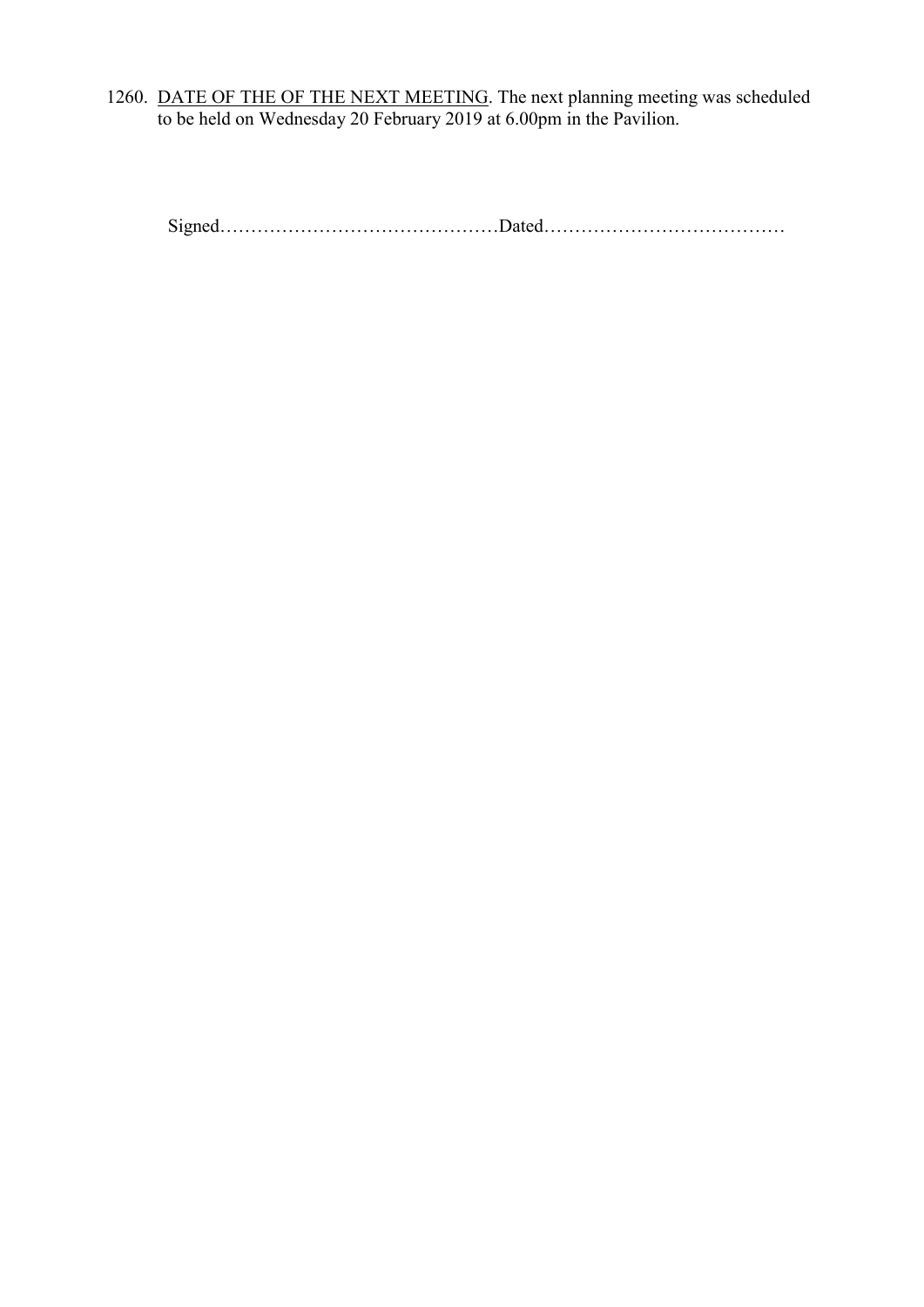1260. <u>DATE OF THE OF THE NEXT MEETING</u>. The next planning meeting was scheduled to be held on Wednesday 20 February 2019 at 6.00pm in the Pavilion.

Signed………………………………………Dated…………………………………